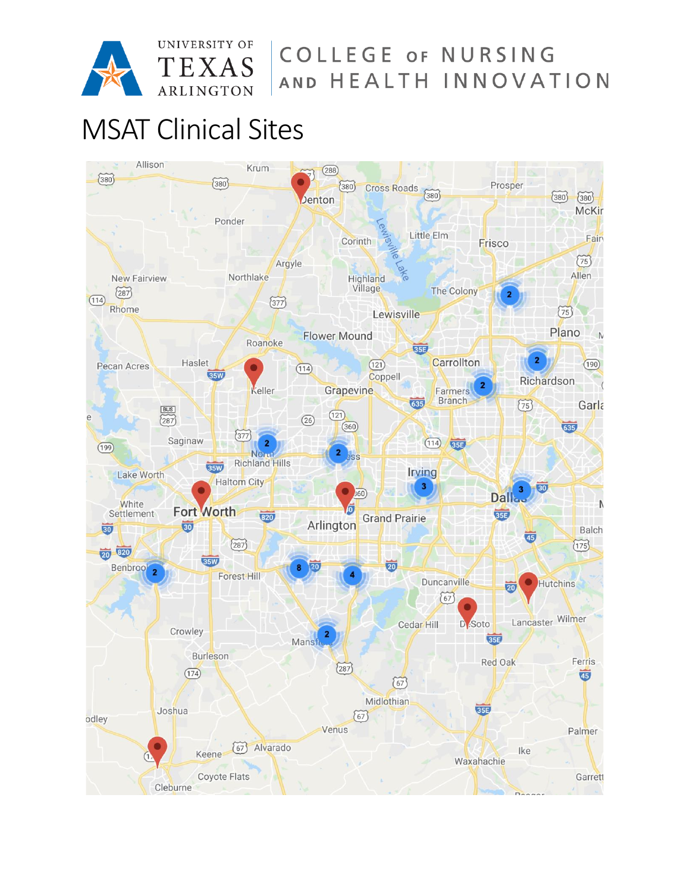UNIVERSITY OF TEXAS ARLINGTON | COLLEGE OF NURSING AND HEALTH INNOVATION

# MSAT Clinical Sites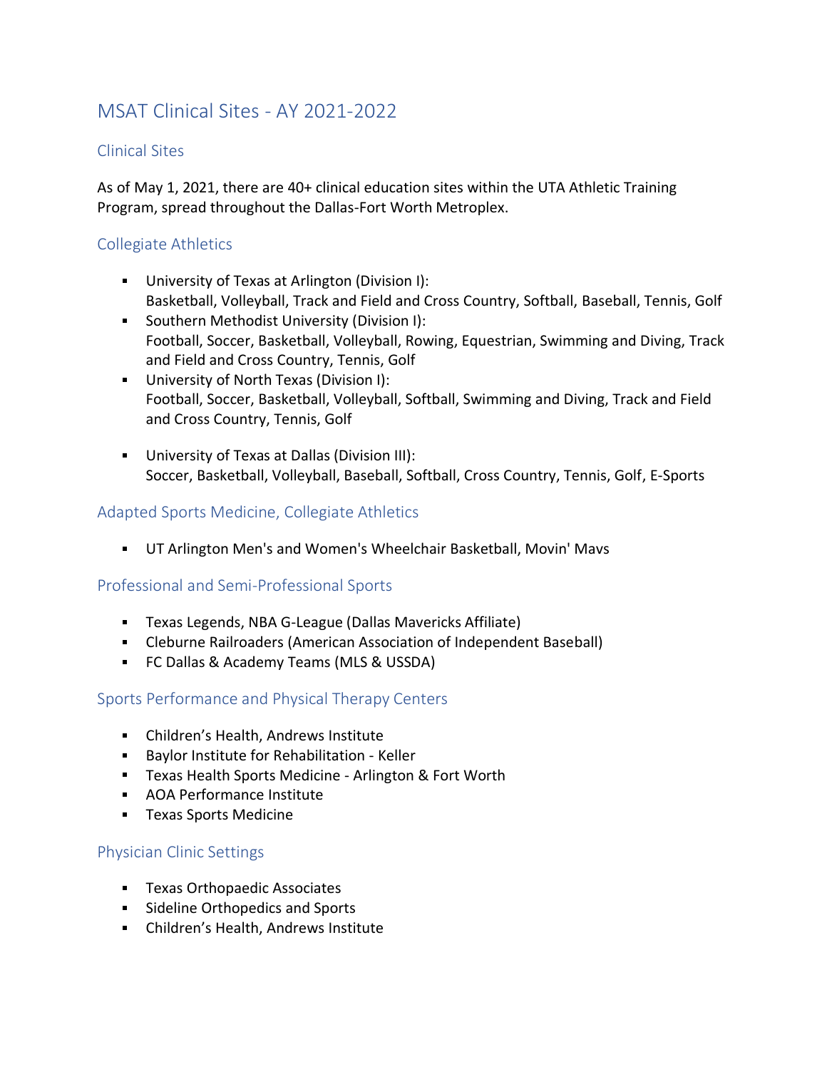# MSAT Clinical Sites - AY 2021-2022

## Clinical Sites

As of May 1, 2021, there are 40+ clinical education sites within the UTA Athletic Training Program, spread throughout the Dallas-Fort Worth Metroplex.

## Collegiate Athletics

- University of Texas at Arlington (Division I):
  Basketball, Volleyball, Track and Field and Cross Country, Softball, Baseball, Tennis, Golf
- Southern Methodist University (Division I):
  Football, Soccer, Basketball, Volleyball, Rowing, Equestrian, Swimming and Diving, Track and Field and Cross Country, Tennis, Golf
- University of North Texas (Division I):
  Football, Soccer, Basketball, Volleyball, Softball, Swimming and Diving, Track and Field and Cross Country, Tennis, Golf
- University of Texas at Dallas (Division III):
  Soccer, Basketball, Volleyball, Baseball, Softball, Cross Country, Tennis, Golf, E-Sports

## Adapted Sports Medicine, Collegiate Athletics

- UT Arlington Men's and Women's Wheelchair Basketball, Movin' Mavs

## Professional and Semi-Professional Sports

- Texas Legends, NBA G-League (Dallas Mavericks Affiliate)
- Cleburne Railroaders (American Association of Independent Baseball)
- FC Dallas & Academy Teams (MLS & USSDA)

## Sports Performance and Physical Therapy Centers

- Children's Health, Andrews Institute
- Baylor Institute for Rehabilitation - Keller
- Texas Health Sports Medicine - Arlington & Fort Worth
- AOA Performance Institute
- Texas Sports Medicine

## Physician Clinic Settings

- Texas Orthopaedic Associates
- Sideline Orthopedics and Sports
- Children's Health, Andrews Institute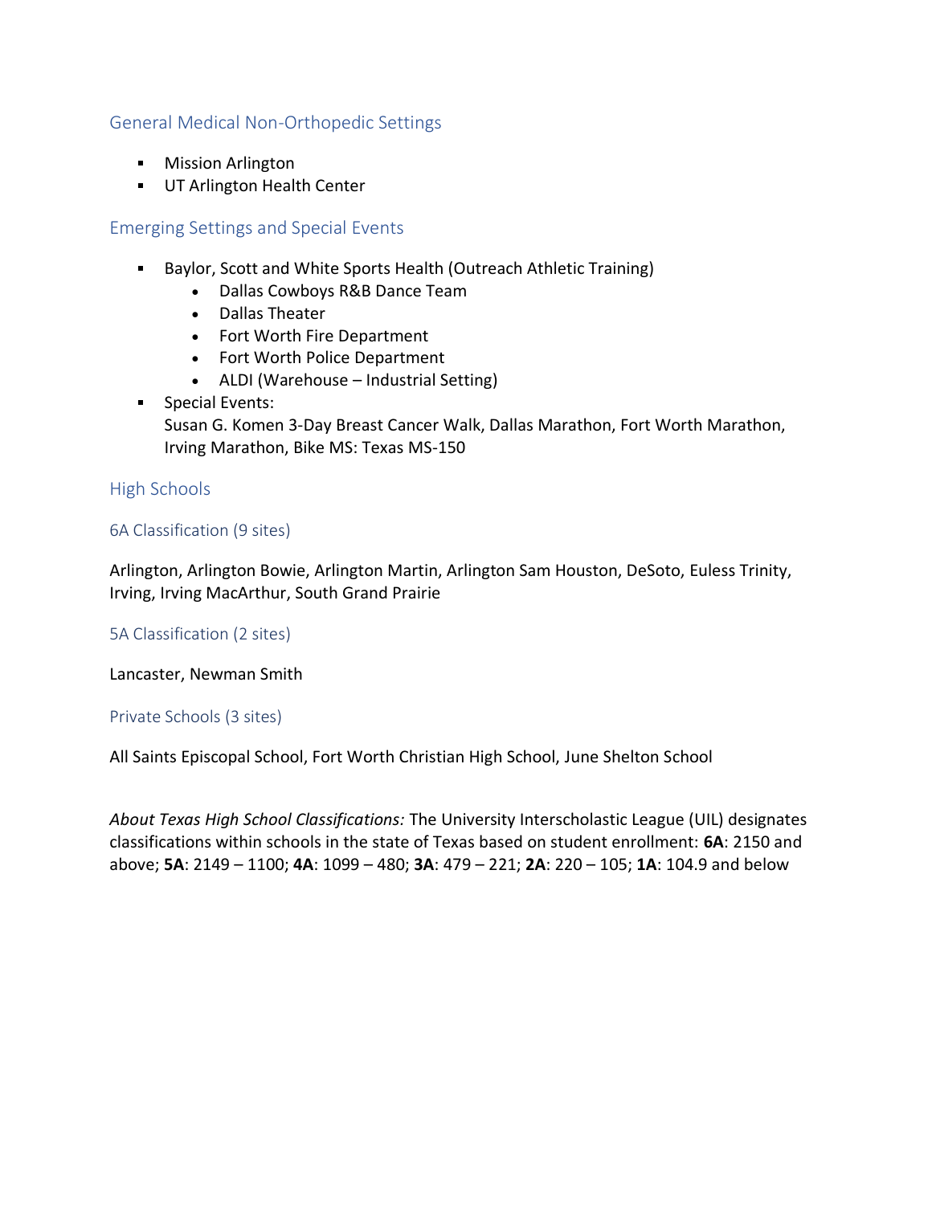## General Medical Non-Orthopedic Settings

- Mission Arlington
- UT Arlington Health Center

## Emerging Settings and Special Events

- Baylor, Scott and White Sports Health (Outreach Athletic Training)
    - Dallas Cowboys R&B Dance Team
    - Dallas Theater
    - Fort Worth Fire Department
    - Fort Worth Police Department
    - ALDI (Warehouse – Industrial Setting)
- Special Events:
  Susan G. Komen 3-Day Breast Cancer Walk, Dallas Marathon, Fort Worth Marathon, Irving Marathon, Bike MS: Texas MS-150

## High Schools

### 6A Classification (9 sites)

Arlington, Arlington Bowie, Arlington Martin, Arlington Sam Houston, DeSoto, Euless Trinity, Irving, Irving MacArthur, South Grand Prairie

### 5A Classification (2 sites)

Lancaster, Newman Smith

### Private Schools (3 sites)

All Saints Episcopal School, Fort Worth Christian High School, June Shelton School

*About Texas High School Classifications:* The University Interscholastic League (UIL) designates classifications within schools in the state of Texas based on student enrollment: **6A**: 2150 and above; **5A**: 2149 – 1100; **4A**: 1099 – 480; **3A**: 479 – 221; **2A**: 220 – 105; **1A**: 104.9 and below